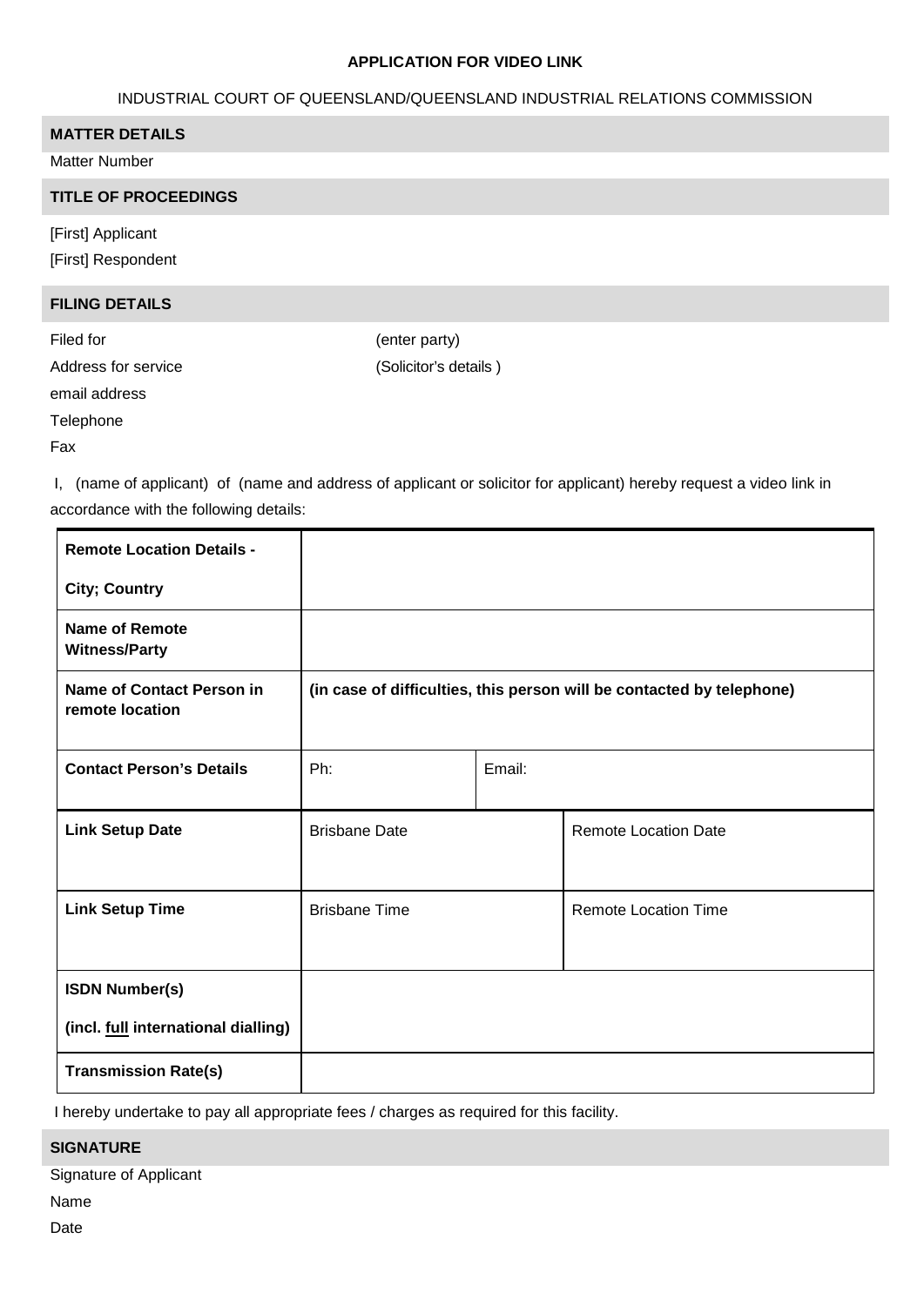**APPLICATION FOR VIDEO LINK**

INDUSTRIAL COURT OF QUEENSLAND/QUEENSLAND INDUSTRIAL RELATIONS COMMISSION

## MATTER DETAILS

Matter Number

## TITLE OF PROCEEDINGS

[First] Applicant

[First] Respondent

## FILING DETAILS

Filed for (enter party)

Address for service (Solicitor's details )

email address

Telephone

Fax

I, (name of applicant) of (name and address of applicant or solicitor for applicant) hereby request a video link in accordance with the following details:

| | | | |
|---|---|---|---|
| **Remote Location Details - City; Country** | | | |
| **Name of Remote Witness/Party** | | | |
| **Name of Contact Person in remote location** | **(in case of difficulties, this person will be contacted by telephone)** | | |
| **Contact Person's Details** | Ph: | Email: | |
| **Link Setup Date** | Brisbane Date | | Remote Location Date |
| **Link Setup Time** | Brisbane Time | | Remote Location Time |
| **ISDN Number(s) (incl. full international dialling)** | | | |
| **Transmission Rate(s)** | | | |

I hereby undertake to pay all appropriate fees / charges as required for this facility.

## SIGNATURE

Signature of Applicant

Name

Date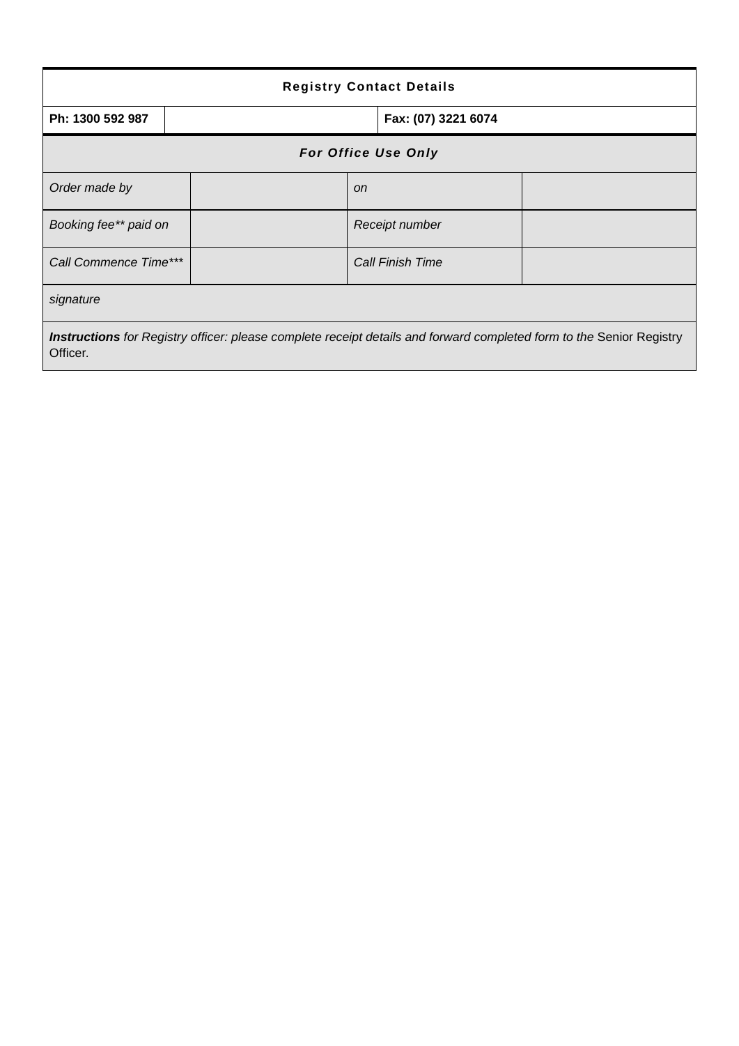| Registry Contact Details | | | |
| --- | --- | --- | --- |
| **Ph: 1300 592 987** | | **Fax: (07) 3221 6074** | |

| ***For Office Use Only*** | | | |
| --- | --- | --- | --- |
| *Order made by* | | *on* | |
| *Booking fee\*\* paid on* | | *Receipt number* | |
| *Call Commence Time\*\*\** | | *Call Finish Time* | |
| *signature* | | | |
| ***Instructions** for Registry officer: please complete receipt details and forward completed form to the* Senior Registry Officer*.* | | | |